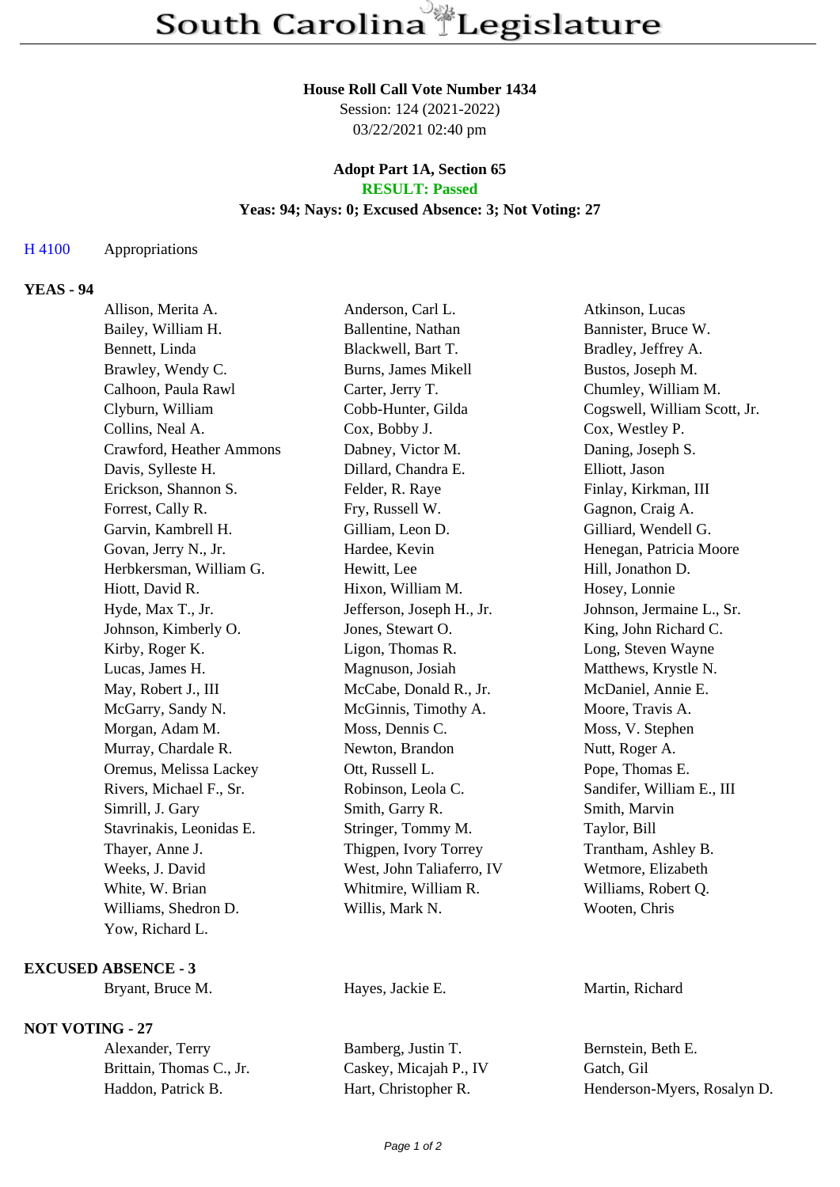# South Carolina Legislature

**House Roll Call Vote Number 1434**
Session: 124 (2021-2022)
03/22/2021 02:40 pm

**Adopt Part 1A, Section 65**
**RESULT: Passed**
**Yeas: 94; Nays: 0; Excused Absence: 3; Not Voting: 27**

H 4100 Appropriations

**YEAS - 94**

| | | |
|---|---|---|
| Allison, Merita A. | Anderson, Carl L. | Atkinson, Lucas |
| Bailey, William H. | Ballentine, Nathan | Bannister, Bruce W. |
| Bennett, Linda | Blackwell, Bart T. | Bradley, Jeffrey A. |
| Brawley, Wendy C. | Burns, James Mikell | Bustos, Joseph M. |
| Calhoon, Paula Rawl | Carter, Jerry T. | Chumley, William M. |
| Clyburn, William | Cobb-Hunter, Gilda | Cogswell, William Scott, Jr. |
| Collins, Neal A. | Cox, Bobby J. | Cox, Westley P. |
| Crawford, Heather Ammons | Dabney, Victor M. | Daning, Joseph S. |
| Davis, Sylleste H. | Dillard, Chandra E. | Elliott, Jason |
| Erickson, Shannon S. | Felder, R. Raye | Finlay, Kirkman, III |
| Forrest, Cally R. | Fry, Russell W. | Gagnon, Craig A. |
| Garvin, Kambrell H. | Gilliam, Leon D. | Gilliard, Wendell G. |
| Govan, Jerry N., Jr. | Hardee, Kevin | Henegan, Patricia Moore |
| Herbkersman, William G. | Hewitt, Lee | Hill, Jonathon D. |
| Hiott, David R. | Hixon, William M. | Hosey, Lonnie |
| Hyde, Max T., Jr. | Jefferson, Joseph H., Jr. | Johnson, Jermaine L., Sr. |
| Johnson, Kimberly O. | Jones, Stewart O. | King, John Richard C. |
| Kirby, Roger K. | Ligon, Thomas R. | Long, Steven Wayne |
| Lucas, James H. | Magnuson, Josiah | Matthews, Krystle N. |
| May, Robert J., III | McCabe, Donald R., Jr. | McDaniel, Annie E. |
| McGarry, Sandy N. | McGinnis, Timothy A. | Moore, Travis A. |
| Morgan, Adam M. | Moss, Dennis C. | Moss, V. Stephen |
| Murray, Chardale R. | Newton, Brandon | Nutt, Roger A. |
| Oremus, Melissa Lackey | Ott, Russell L. | Pope, Thomas E. |
| Rivers, Michael F., Sr. | Robinson, Leola C. | Sandifer, William E., III |
| Simrill, J. Gary | Smith, Garry R. | Smith, Marvin |
| Stavrinakis, Leonidas E. | Stringer, Tommy M. | Taylor, Bill |
| Thayer, Anne J. | Thigpen, Ivory Torrey | Trantham, Ashley B. |
| Weeks, J. David | West, John Taliaferro, IV | Wetmore, Elizabeth |
| White, W. Brian | Whitmire, William R. | Williams, Robert Q. |
| Williams, Shedron D. | Willis, Mark N. | Wooten, Chris |
| Yow, Richard L. | | |

**EXCUSED ABSENCE - 3**

| | | |
|---|---|---|
| Bryant, Bruce M. | Hayes, Jackie E. | Martin, Richard |

**NOT VOTING - 27**

| | | |
|---|---|---|
| Alexander, Terry | Bamberg, Justin T. | Bernstein, Beth E. |
| Brittain, Thomas C., Jr. | Caskey, Micajah P., IV | Gatch, Gil |
| Haddon, Patrick B. | Hart, Christopher R. | Henderson-Myers, Rosalyn D. |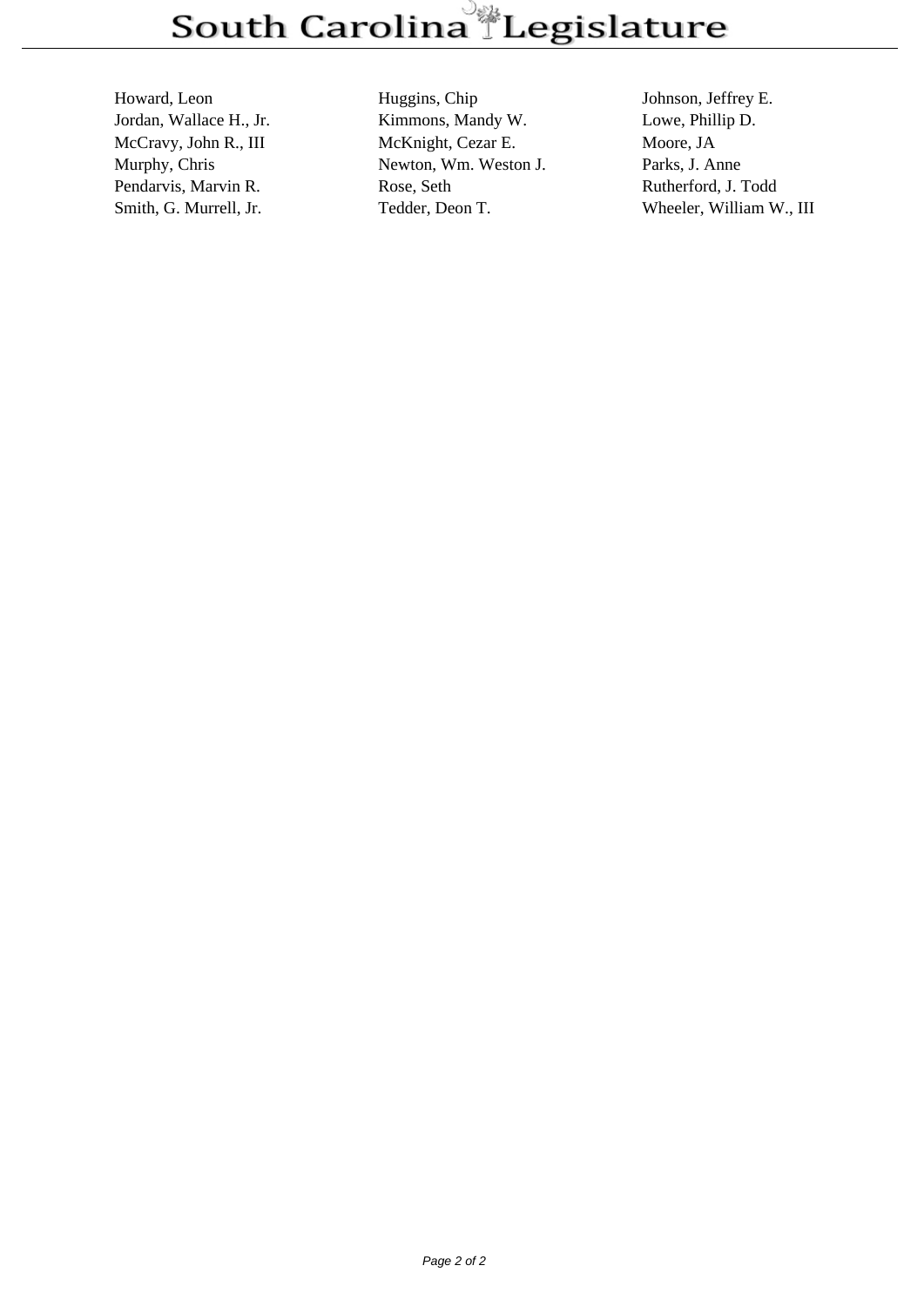| | | |
|---|---|---|
| Howard, Leon | Huggins, Chip | Johnson, Jeffrey E. |
| Jordan, Wallace H., Jr. | Kimmons, Mandy W. | Lowe, Phillip D. |
| McCravy, John R., III | McKnight, Cezar E. | Moore, JA |
| Murphy, Chris | Newton, Wm. Weston J. | Parks, J. Anne |
| Pendarvis, Marvin R. | Rose, Seth | Rutherford, J. Todd |
| Smith, G. Murrell, Jr. | Tedder, Deon T. | Wheeler, William W., III |